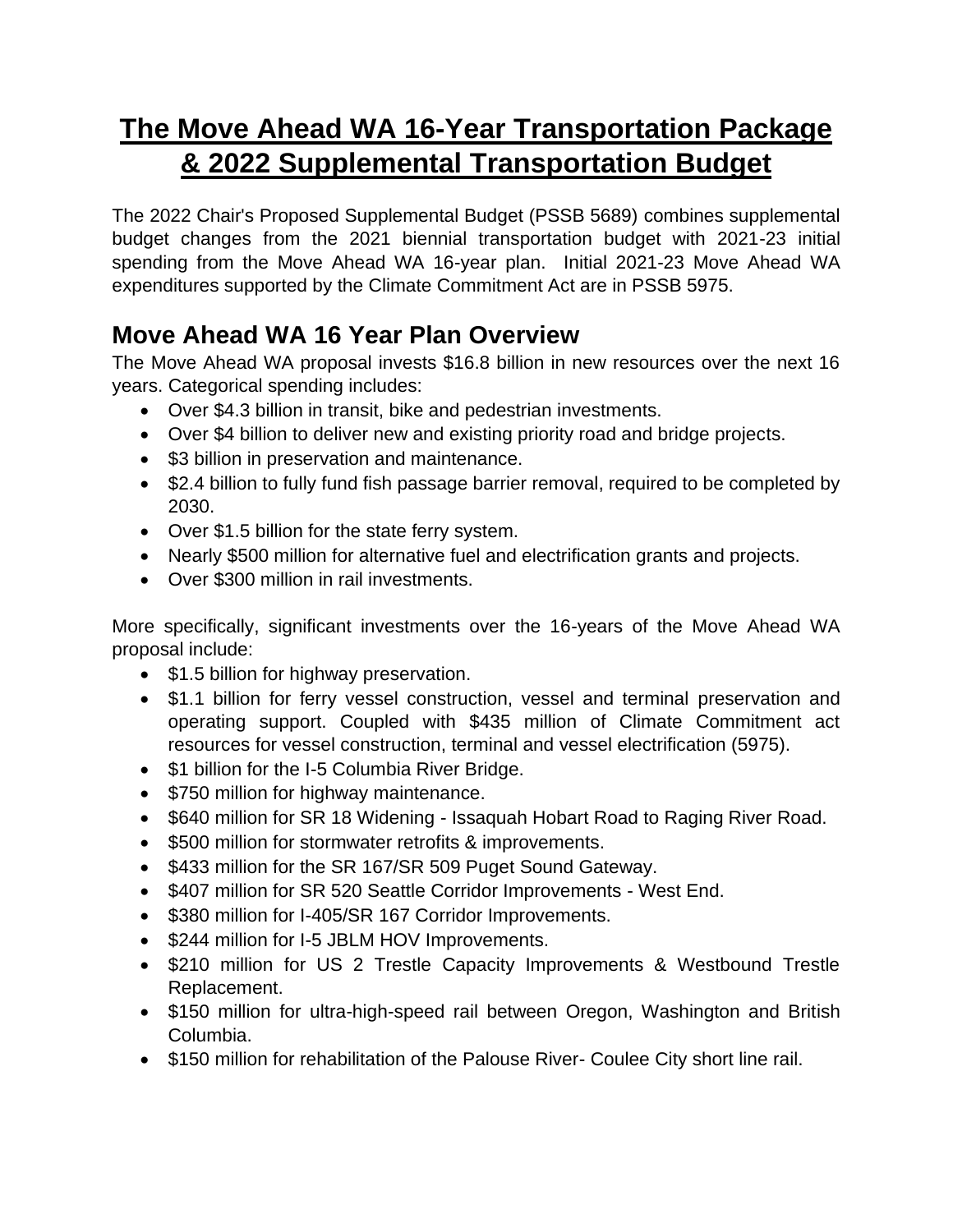# The Move Ahead WA 16-Year Transportation Package & 2022 Supplemental Transportation Budget

The 2022 Chair's Proposed Supplemental Budget (PSSB 5689) combines supplemental budget changes from the 2021 biennial transportation budget with 2021-23 initial spending from the Move Ahead WA 16-year plan. Initial 2021-23 Move Ahead WA expenditures supported by the Climate Commitment Act are in PSSB 5975.

## Move Ahead WA 16 Year Plan Overview

The Move Ahead WA proposal invests $16.8 billion in new resources over the next 16 years. Categorical spending includes:

- Over $4.3 billion in transit, bike and pedestrian investments.
- Over $4 billion to deliver new and existing priority road and bridge projects.
- $3 billion in preservation and maintenance.
- $2.4 billion to fully fund fish passage barrier removal, required to be completed by 2030.
- Over $1.5 billion for the state ferry system.
- Nearly $500 million for alternative fuel and electrification grants and projects.
- Over $300 million in rail investments.

More specifically, significant investments over the 16-years of the Move Ahead WA proposal include:

- $1.5 billion for highway preservation.
- $1.1 billion for ferry vessel construction, vessel and terminal preservation and operating support. Coupled with $435 million of Climate Commitment act resources for vessel construction, terminal and vessel electrification (5975).
- $1 billion for the I-5 Columbia River Bridge.
- $750 million for highway maintenance.
- $640 million for SR 18 Widening - Issaquah Hobart Road to Raging River Road.
- $500 million for stormwater retrofits & improvements.
- $433 million for the SR 167/SR 509 Puget Sound Gateway.
- $407 million for SR 520 Seattle Corridor Improvements - West End.
- $380 million for I-405/SR 167 Corridor Improvements.
- $244 million for I-5 JBLM HOV Improvements.
- $210 million for US 2 Trestle Capacity Improvements & Westbound Trestle Replacement.
- $150 million for ultra-high-speed rail between Oregon, Washington and British Columbia.
- $150 million for rehabilitation of the Palouse River- Coulee City short line rail.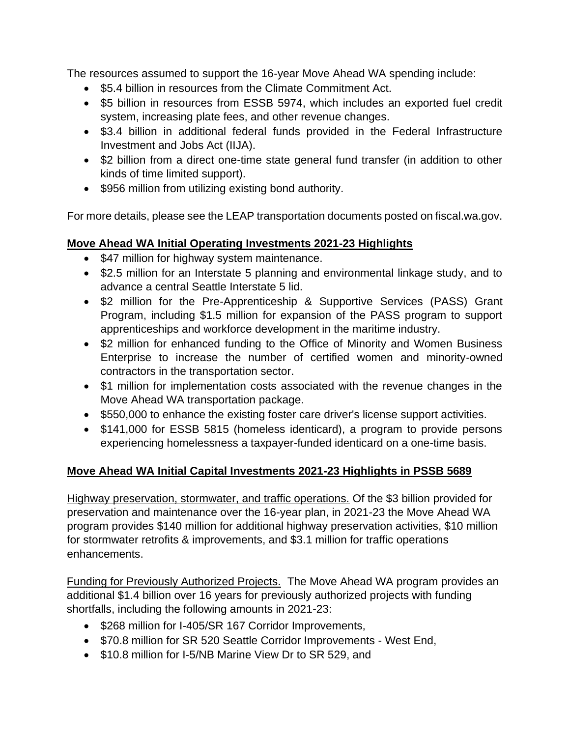The resources assumed to support the 16-year Move Ahead WA spending include:

- $5.4 billion in resources from the Climate Commitment Act.
- $5 billion in resources from ESSB 5974, which includes an exported fuel credit system, increasing plate fees, and other revenue changes.
- $3.4 billion in additional federal funds provided in the Federal Infrastructure Investment and Jobs Act (IIJA).
- $2 billion from a direct one-time state general fund transfer (in addition to other kinds of time limited support).
- $956 million from utilizing existing bond authority.

For more details, please see the LEAP transportation documents posted on fiscal.wa.gov.

**Move Ahead WA Initial Operating Investments 2021-23 Highlights**

- $47 million for highway system maintenance.
- $2.5 million for an Interstate 5 planning and environmental linkage study, and to advance a central Seattle Interstate 5 lid.
- $2 million for the Pre-Apprenticeship & Supportive Services (PASS) Grant Program, including $1.5 million for expansion of the PASS program to support apprenticeships and workforce development in the maritime industry.
- $2 million for enhanced funding to the Office of Minority and Women Business Enterprise to increase the number of certified women and minority-owned contractors in the transportation sector.
- $1 million for implementation costs associated with the revenue changes in the Move Ahead WA transportation package.
- $550,000 to enhance the existing foster care driver's license support activities.
- $141,000 for ESSB 5815 (homeless identicard), a program to provide persons experiencing homelessness a taxpayer-funded identicard on a one-time basis.

**Move Ahead WA Initial Capital Investments 2021-23 Highlights in PSSB 5689**

Highway preservation, stormwater, and traffic operations. Of the $3 billion provided for preservation and maintenance over the 16-year plan, in 2021-23 the Move Ahead WA program provides $140 million for additional highway preservation activities, $10 million for stormwater retrofits & improvements, and $3.1 million for traffic operations enhancements.

Funding for Previously Authorized Projects. The Move Ahead WA program provides an additional $1.4 billion over 16 years for previously authorized projects with funding shortfalls, including the following amounts in 2021-23:

- $268 million for I-405/SR 167 Corridor Improvements,
- $70.8 million for SR 520 Seattle Corridor Improvements - West End,
- $10.8 million for I-5/NB Marine View Dr to SR 529, and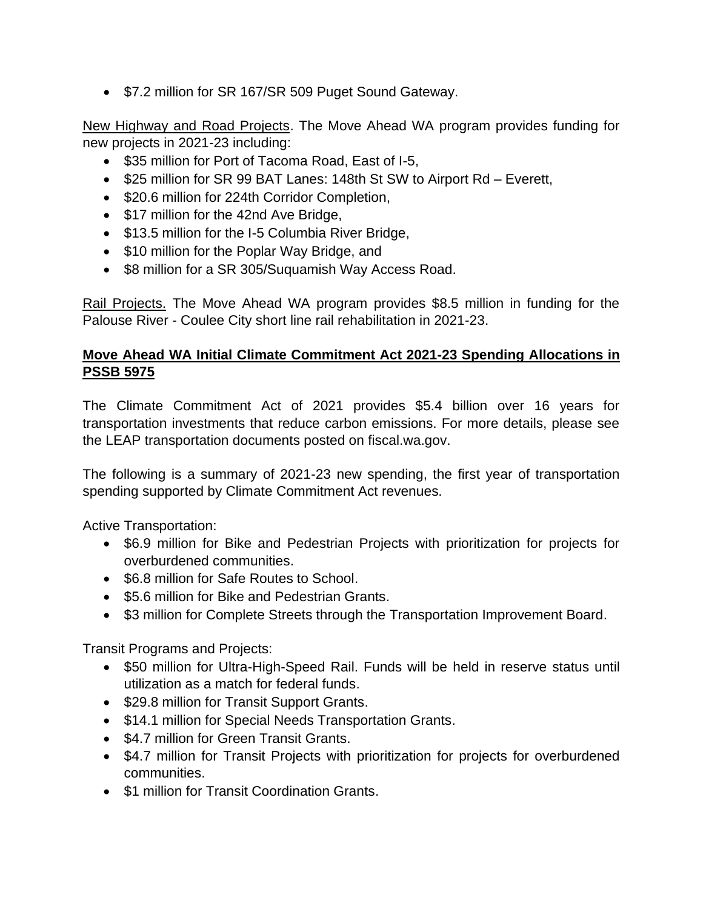- $7.2 million for SR 167/SR 509 Puget Sound Gateway.

<u>New Highway and Road Projects</u>. The Move Ahead WA program provides funding for new projects in 2021-23 including:

- $35 million for Port of Tacoma Road, East of I-5,
- $25 million for SR 99 BAT Lanes: 148th St SW to Airport Rd – Everett,
- $20.6 million for 224th Corridor Completion,
- $17 million for the 42nd Ave Bridge,
- $13.5 million for the I-5 Columbia River Bridge,
- $10 million for the Poplar Way Bridge, and
- $8 million for a SR 305/Suquamish Way Access Road.

<u>Rail Projects.</u> The Move Ahead WA program provides $8.5 million in funding for the Palouse River - Coulee City short line rail rehabilitation in 2021-23.

**<u>Move Ahead WA Initial Climate Commitment Act 2021-23 Spending Allocations in PSSB 5975</u>**

The Climate Commitment Act of 2021 provides $5.4 billion over 16 years for transportation investments that reduce carbon emissions. For more details, please see the LEAP transportation documents posted on fiscal.wa.gov.

The following is a summary of 2021-23 new spending, the first year of transportation spending supported by Climate Commitment Act revenues.

Active Transportation:

- $6.9 million for Bike and Pedestrian Projects with prioritization for projects for overburdened communities.
- $6.8 million for Safe Routes to School.
- $5.6 million for Bike and Pedestrian Grants.
- $3 million for Complete Streets through the Transportation Improvement Board.

Transit Programs and Projects:

- $50 million for Ultra-High-Speed Rail. Funds will be held in reserve status until utilization as a match for federal funds.
- $29.8 million for Transit Support Grants.
- $14.1 million for Special Needs Transportation Grants.
- $4.7 million for Green Transit Grants.
- $4.7 million for Transit Projects with prioritization for projects for overburdened communities.
- $1 million for Transit Coordination Grants.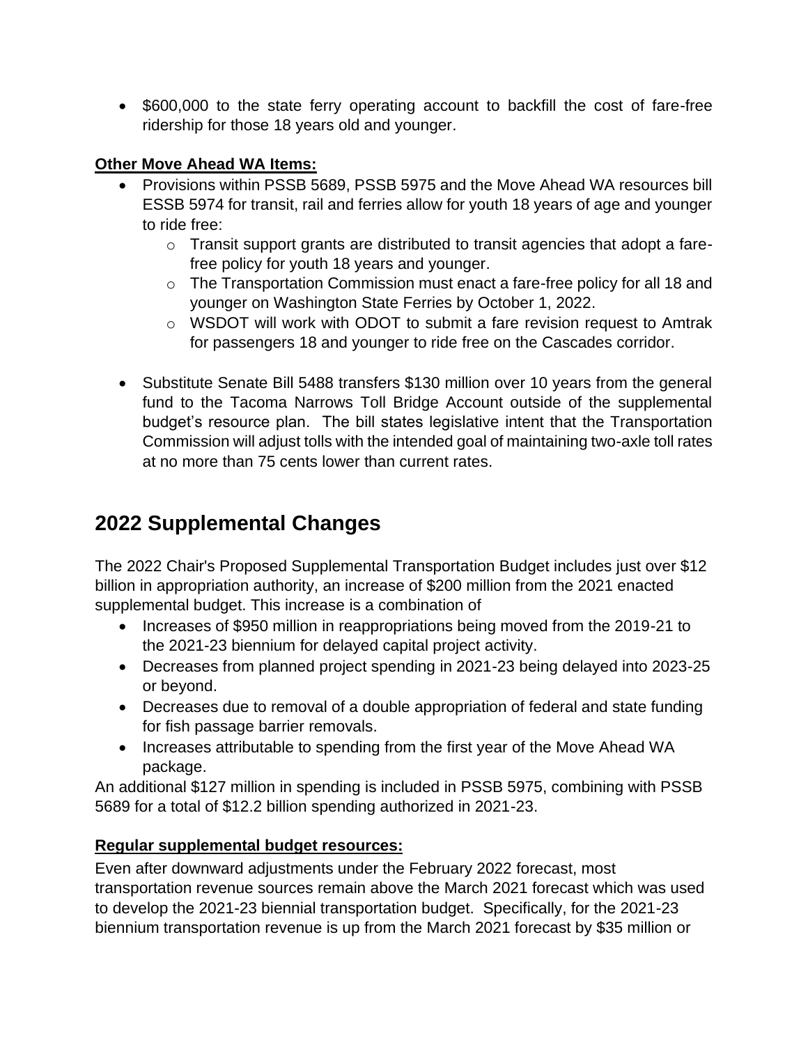- $600,000 to the state ferry operating account to backfill the cost of fare-free ridership for those 18 years old and younger.

**Other Move Ahead WA Items:**

- Provisions within PSSB 5689, PSSB 5975 and the Move Ahead WA resources bill ESSB 5974 for transit, rail and ferries allow for youth 18 years of age and younger to ride free:
  - Transit support grants are distributed to transit agencies that adopt a fare-free policy for youth 18 years and younger.
  - The Transportation Commission must enact a fare-free policy for all 18 and younger on Washington State Ferries by October 1, 2022.
  - WSDOT will work with ODOT to submit a fare revision request to Amtrak for passengers 18 and younger to ride free on the Cascades corridor.

- Substitute Senate Bill 5488 transfers $130 million over 10 years from the general fund to the Tacoma Narrows Toll Bridge Account outside of the supplemental budget's resource plan. The bill states legislative intent that the Transportation Commission will adjust tolls with the intended goal of maintaining two-axle toll rates at no more than 75 cents lower than current rates.

# 2022 Supplemental Changes

The 2022 Chair's Proposed Supplemental Transportation Budget includes just over $12 billion in appropriation authority, an increase of $200 million from the 2021 enacted supplemental budget. This increase is a combination of

- Increases of $950 million in reappropriations being moved from the 2019-21 to the 2021-23 biennium for delayed capital project activity.
- Decreases from planned project spending in 2021-23 being delayed into 2023-25 or beyond.
- Decreases due to removal of a double appropriation of federal and state funding for fish passage barrier removals.
- Increases attributable to spending from the first year of the Move Ahead WA package.

An additional $127 million in spending is included in PSSB 5975, combining with PSSB 5689 for a total of $12.2 billion spending authorized in 2021-23.

**Regular supplemental budget resources:**

Even after downward adjustments under the February 2022 forecast, most transportation revenue sources remain above the March 2021 forecast which was used to develop the 2021-23 biennial transportation budget. Specifically, for the 2021-23 biennium transportation revenue is up from the March 2021 forecast by $35 million or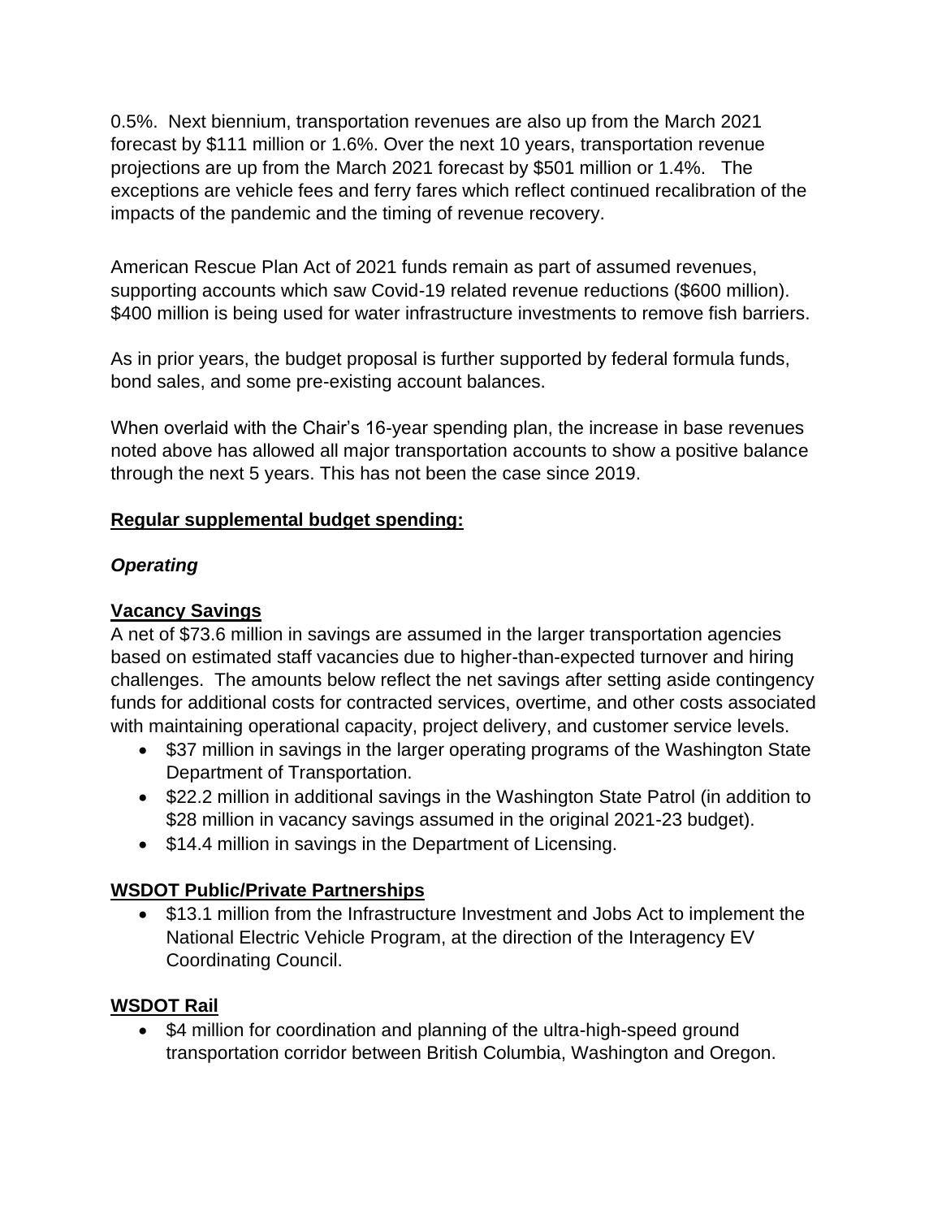0.5%. Next biennium, transportation revenues are also up from the March 2021 forecast by $111 million or 1.6%. Over the next 10 years, transportation revenue projections are up from the March 2021 forecast by $501 million or 1.4%. The exceptions are vehicle fees and ferry fares which reflect continued recalibration of the impacts of the pandemic and the timing of revenue recovery.

American Rescue Plan Act of 2021 funds remain as part of assumed revenues, supporting accounts which saw Covid-19 related revenue reductions ($600 million). $400 million is being used for water infrastructure investments to remove fish barriers.

As in prior years, the budget proposal is further supported by federal formula funds, bond sales, and some pre-existing account balances.

When overlaid with the Chair's 16-year spending plan, the increase in base revenues noted above has allowed all major transportation accounts to show a positive balance through the next 5 years. This has not been the case since 2019.

**Regular supplemental budget spending:**

***Operating***

**Vacancy Savings**

A net of $73.6 million in savings are assumed in the larger transportation agencies based on estimated staff vacancies due to higher-than-expected turnover and hiring challenges. The amounts below reflect the net savings after setting aside contingency funds for additional costs for contracted services, overtime, and other costs associated with maintaining operational capacity, project delivery, and customer service levels.

- $37 million in savings in the larger operating programs of the Washington State Department of Transportation.
- $22.2 million in additional savings in the Washington State Patrol (in addition to $28 million in vacancy savings assumed in the original 2021-23 budget).
- $14.4 million in savings in the Department of Licensing.

**WSDOT Public/Private Partnerships**

- $13.1 million from the Infrastructure Investment and Jobs Act to implement the National Electric Vehicle Program, at the direction of the Interagency EV Coordinating Council.

**WSDOT Rail**

- $4 million for coordination and planning of the ultra-high-speed ground transportation corridor between British Columbia, Washington and Oregon.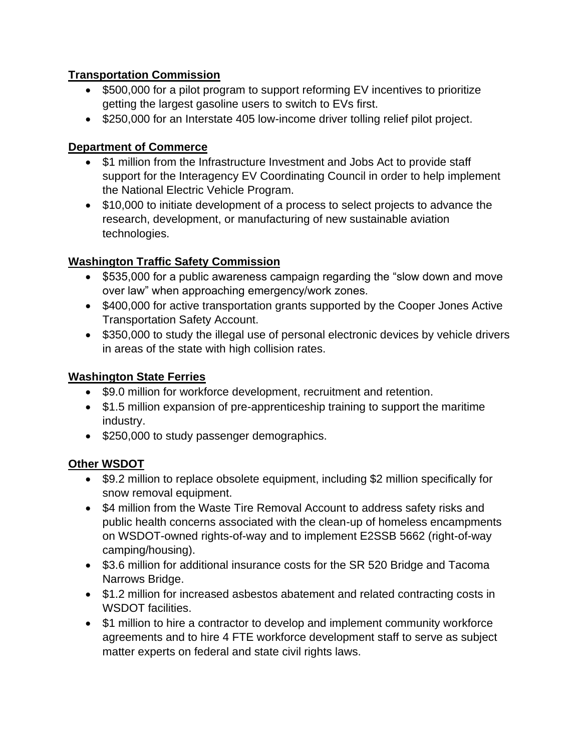**Transportation Commission**

- $500,000 for a pilot program to support reforming EV incentives to prioritize getting the largest gasoline users to switch to EVs first.
- $250,000 for an Interstate 405 low-income driver tolling relief pilot project.

**Department of Commerce**

- $1 million from the Infrastructure Investment and Jobs Act to provide staff support for the Interagency EV Coordinating Council in order to help implement the National Electric Vehicle Program.
- $10,000 to initiate development of a process to select projects to advance the research, development, or manufacturing of new sustainable aviation technologies.

**Washington Traffic Safety Commission**

- $535,000 for a public awareness campaign regarding the "slow down and move over law" when approaching emergency/work zones.
- $400,000 for active transportation grants supported by the Cooper Jones Active Transportation Safety Account.
- $350,000 to study the illegal use of personal electronic devices by vehicle drivers in areas of the state with high collision rates.

**Washington State Ferries**

- $9.0 million for workforce development, recruitment and retention.
- $1.5 million expansion of pre-apprenticeship training to support the maritime industry.
- $250,000 to study passenger demographics.

**Other WSDOT**

- $9.2 million to replace obsolete equipment, including $2 million specifically for snow removal equipment.
- $4 million from the Waste Tire Removal Account to address safety risks and public health concerns associated with the clean-up of homeless encampments on WSDOT-owned rights-of-way and to implement E2SSB 5662 (right-of-way camping/housing).
- $3.6 million for additional insurance costs for the SR 520 Bridge and Tacoma Narrows Bridge.
- $1.2 million for increased asbestos abatement and related contracting costs in WSDOT facilities.
- $1 million to hire a contractor to develop and implement community workforce agreements and to hire 4 FTE workforce development staff to serve as subject matter experts on federal and state civil rights laws.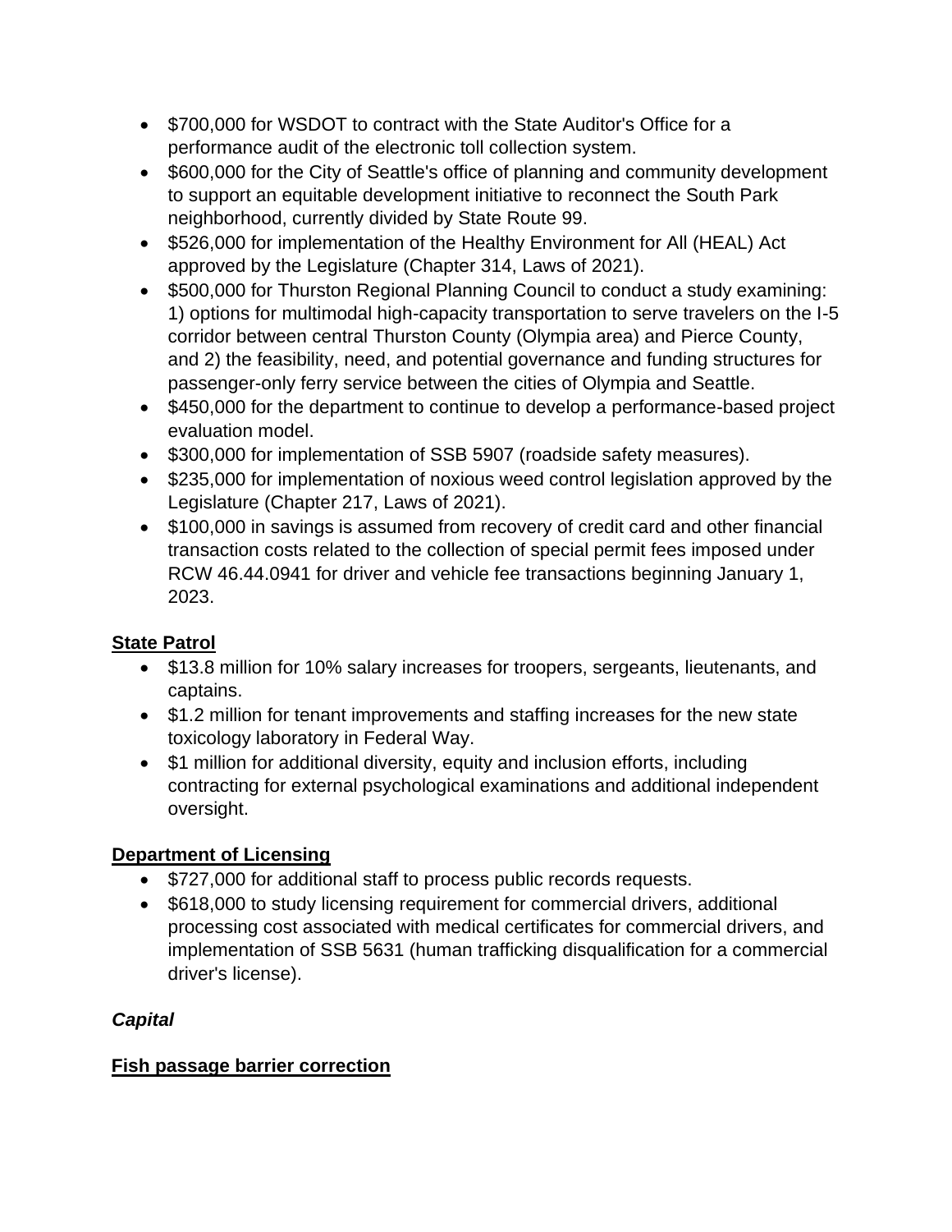- $700,000 for WSDOT to contract with the State Auditor's Office for a performance audit of the electronic toll collection system.
- $600,000 for the City of Seattle's office of planning and community development to support an equitable development initiative to reconnect the South Park neighborhood, currently divided by State Route 99.
- $526,000 for implementation of the Healthy Environment for All (HEAL) Act approved by the Legislature (Chapter 314, Laws of 2021).
- $500,000 for Thurston Regional Planning Council to conduct a study examining: 1) options for multimodal high-capacity transportation to serve travelers on the I-5 corridor between central Thurston County (Olympia area) and Pierce County, and 2) the feasibility, need, and potential governance and funding structures for passenger-only ferry service between the cities of Olympia and Seattle.
- $450,000 for the department to continue to develop a performance-based project evaluation model.
- $300,000 for implementation of SSB 5907 (roadside safety measures).
- $235,000 for implementation of noxious weed control legislation approved by the Legislature (Chapter 217, Laws of 2021).
- $100,000 in savings is assumed from recovery of credit card and other financial transaction costs related to the collection of special permit fees imposed under RCW 46.44.0941 for driver and vehicle fee transactions beginning January 1, 2023.

**State Patrol**

- $13.8 million for 10% salary increases for troopers, sergeants, lieutenants, and captains.
- $1.2 million for tenant improvements and staffing increases for the new state toxicology laboratory in Federal Way.
- $1 million for additional diversity, equity and inclusion efforts, including contracting for external psychological examinations and additional independent oversight.

**Department of Licensing**

- $727,000 for additional staff to process public records requests.
- $618,000 to study licensing requirement for commercial drivers, additional processing cost associated with medical certificates for commercial drivers, and implementation of SSB 5631 (human trafficking disqualification for a commercial driver's license).

***Capital***

**Fish passage barrier correction**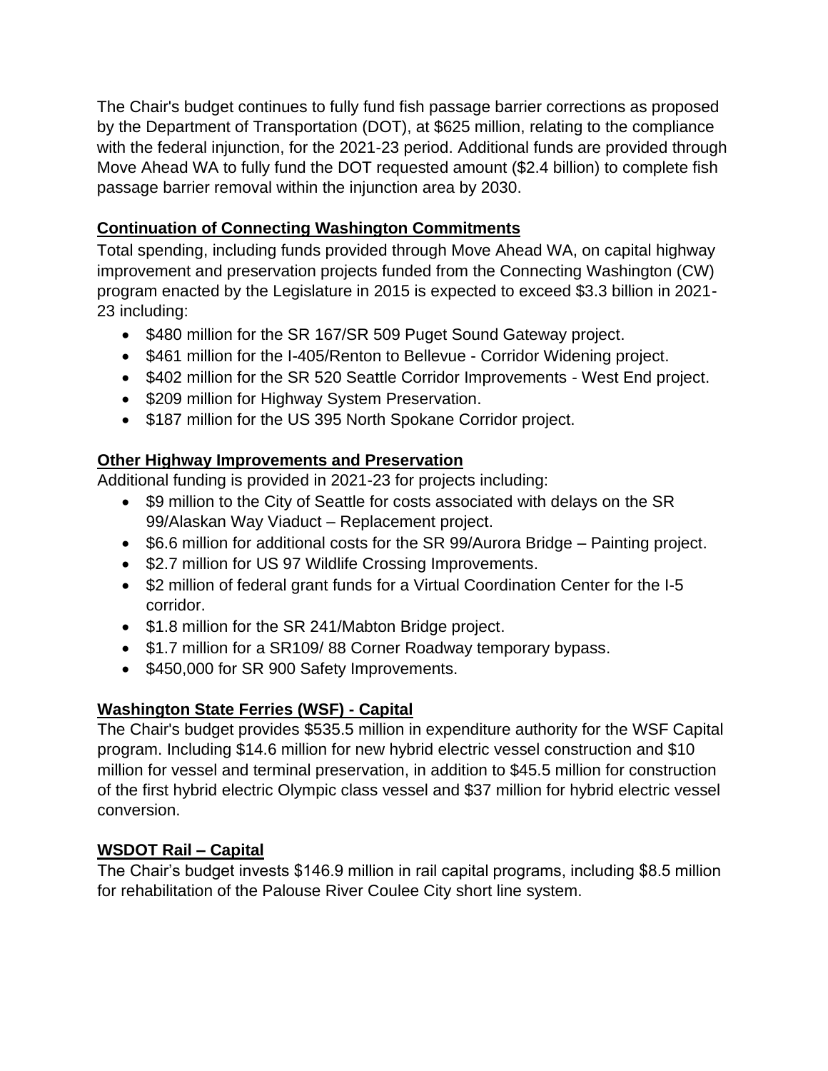The Chair's budget continues to fully fund fish passage barrier corrections as proposed by the Department of Transportation (DOT), at $625 million, relating to the compliance with the federal injunction, for the 2021-23 period. Additional funds are provided through Move Ahead WA to fully fund the DOT requested amount ($2.4 billion) to complete fish passage barrier removal within the injunction area by 2030.

**Continuation of Connecting Washington Commitments**

Total spending, including funds provided through Move Ahead WA, on capital highway improvement and preservation projects funded from the Connecting Washington (CW) program enacted by the Legislature in 2015 is expected to exceed $3.3 billion in 2021-23 including:

- $480 million for the SR 167/SR 509 Puget Sound Gateway project.
- $461 million for the I-405/Renton to Bellevue - Corridor Widening project.
- $402 million for the SR 520 Seattle Corridor Improvements - West End project.
- $209 million for Highway System Preservation.
- $187 million for the US 395 North Spokane Corridor project.

**Other Highway Improvements and Preservation**

Additional funding is provided in 2021-23 for projects including:

- $9 million to the City of Seattle for costs associated with delays on the SR 99/Alaskan Way Viaduct – Replacement project.
- $6.6 million for additional costs for the SR 99/Aurora Bridge – Painting project.
- $2.7 million for US 97 Wildlife Crossing Improvements.
- $2 million of federal grant funds for a Virtual Coordination Center for the I-5 corridor.
- $1.8 million for the SR 241/Mabton Bridge project.
- $1.7 million for a SR109/ 88 Corner Roadway temporary bypass.
- $450,000 for SR 900 Safety Improvements.

**Washington State Ferries (WSF) - Capital**

The Chair's budget provides $535.5 million in expenditure authority for the WSF Capital program. Including $14.6 million for new hybrid electric vessel construction and $10 million for vessel and terminal preservation, in addition to $45.5 million for construction of the first hybrid electric Olympic class vessel and $37 million for hybrid electric vessel conversion.

**WSDOT Rail – Capital**

The Chair's budget invests $146.9 million in rail capital programs, including $8.5 million for rehabilitation of the Palouse River Coulee City short line system.